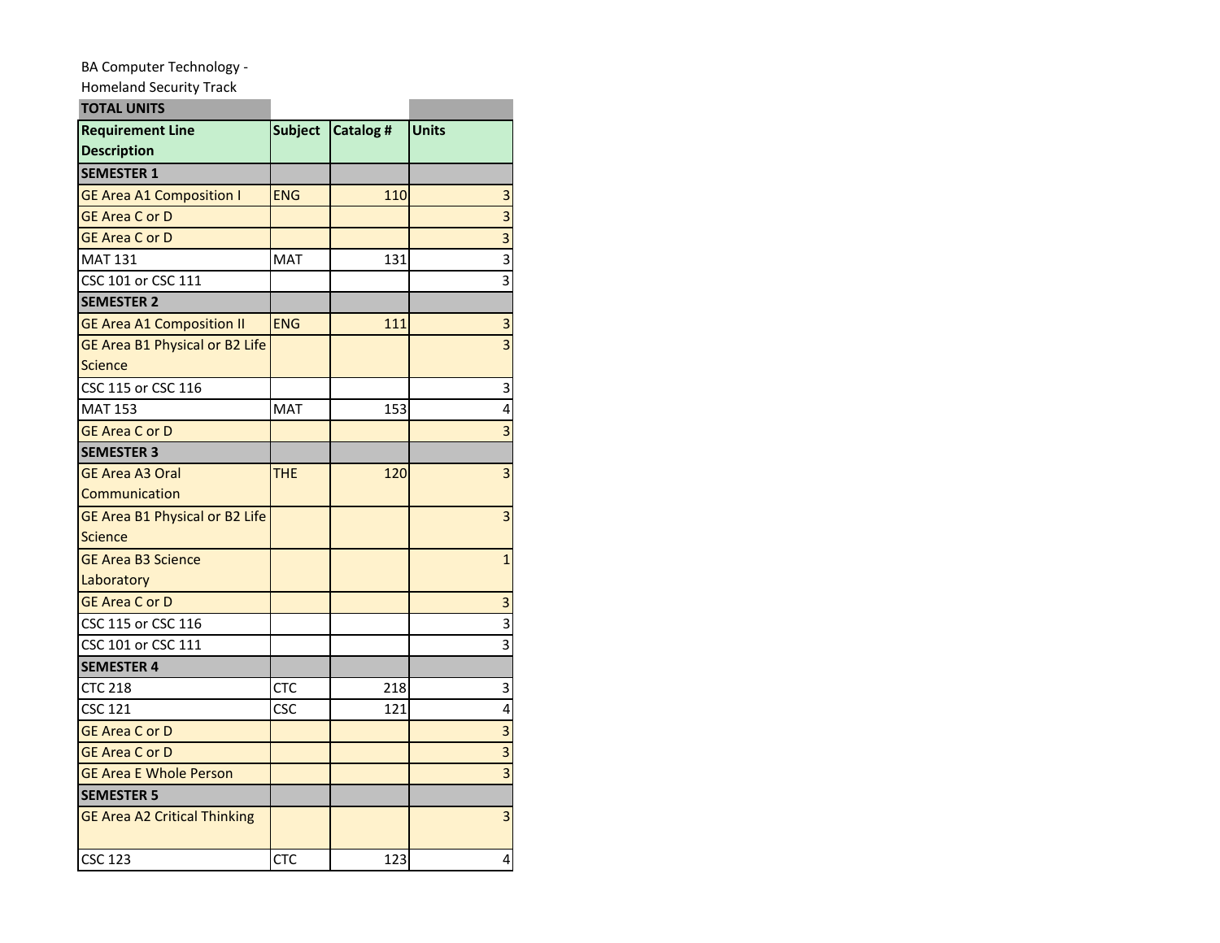BA Computer Technology -
Homeland Security Track

| TOTAL UNITS | | | |
|---|---|---|---|
| **Requirement Line Description** | **Subject** | **Catalog #** | **Units** |
| **SEMESTER 1** | | | |
| GE Area A1 Composition I | ENG | 110 | 3 |
| GE Area C or D | | | 3 |
| GE Area C or D | | | 3 |
| MAT 131 | MAT | 131 | 3 |
| CSC 101 or CSC 111 | | | 3 |
| **SEMESTER 2** | | | |
| GE Area A1 Composition II | ENG | 111 | 3 |
| GE Area B1 Physical or B2 Life Science | | | 3 |
| CSC 115 or CSC 116 | | | 3 |
| MAT 153 | MAT | 153 | 4 |
| GE Area C or D | | | 3 |
| **SEMESTER 3** | | | |
| GE Area A3 Oral Communication | THE | 120 | 3 |
| GE Area B1 Physical or B2 Life Science | | | 3 |
| GE Area B3 Science Laboratory | | | 1 |
| GE Area C or D | | | 3 |
| CSC 115 or CSC 116 | | | 3 |
| CSC 101 or CSC 111 | | | 3 |
| **SEMESTER 4** | | | |
| CTC 218 | CTC | 218 | 3 |
| CSC 121 | CSC | 121 | 4 |
| GE Area C or D | | | 3 |
| GE Area C or D | | | 3 |
| GE Area E Whole Person | | | 3 |
| **SEMESTER 5** | | | |
| GE Area A2 Critical Thinking | | | 3 |
| CSC 123 | CTC | 123 | 4 |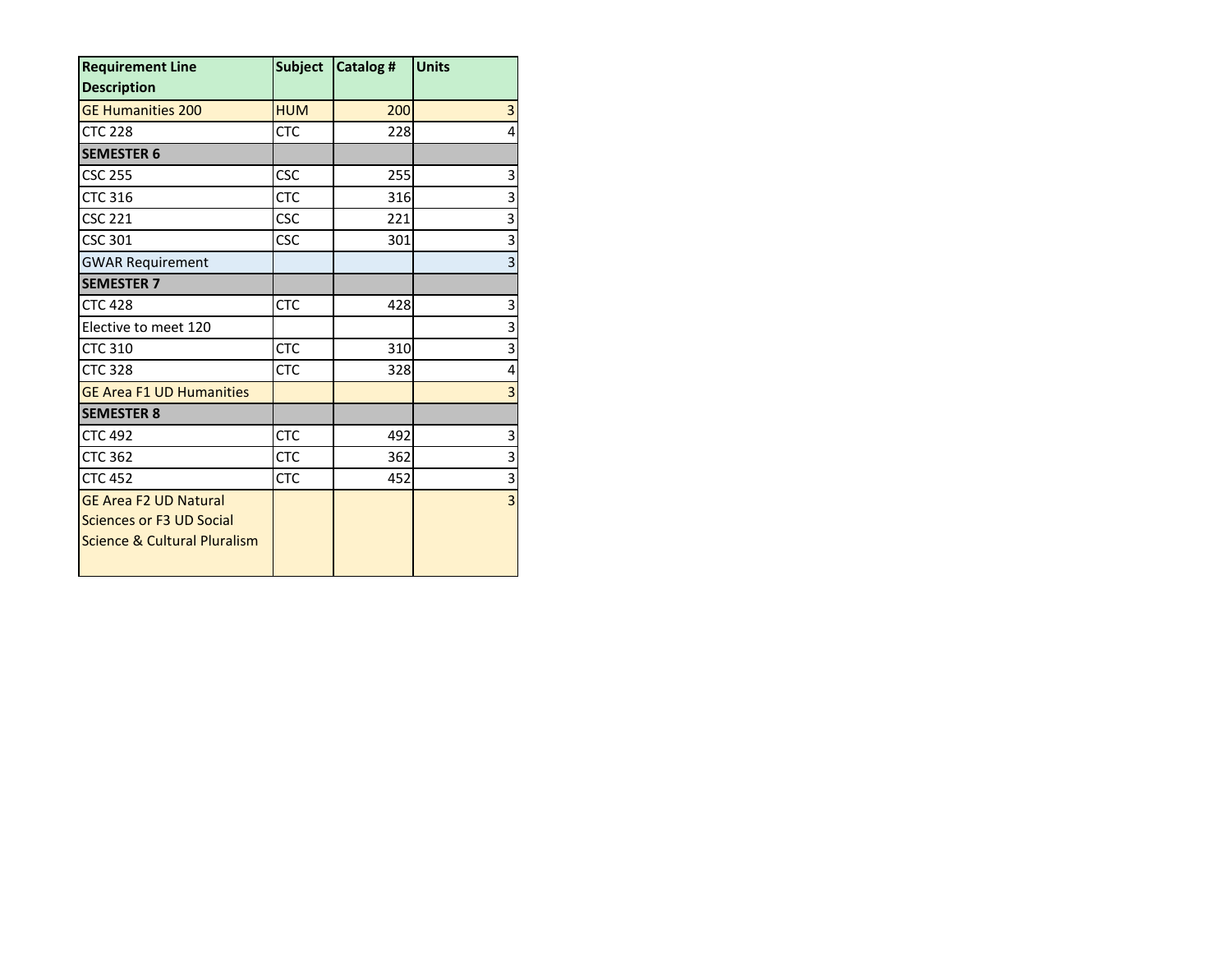| Requirement Line Description | Subject | Catalog # | Units |
|---|---|---|---|
| GE Humanities 200 | HUM | 200 | 3 |
| CTC 228 | CTC | 228 | 4 |
| **SEMESTER 6** | | | |
| CSC 255 | CSC | 255 | 3 |
| CTC 316 | CTC | 316 | 3 |
| CSC 221 | CSC | 221 | 3 |
| CSC 301 | CSC | 301 | 3 |
| GWAR Requirement | | | 3 |
| **SEMESTER 7** | | | |
| CTC 428 | CTC | 428 | 3 |
| Elective to meet 120 | | | 3 |
| CTC 310 | CTC | 310 | 3 |
| CTC 328 | CTC | 328 | 4 |
| GE Area F1 UD Humanities | | | 3 |
| **SEMESTER 8** | | | |
| CTC 492 | CTC | 492 | 3 |
| CTC 362 | CTC | 362 | 3 |
| CTC 452 | CTC | 452 | 3 |
| GE Area F2 UD Natural Sciences or F3 UD Social Science & Cultural Pluralism | | | 3 |